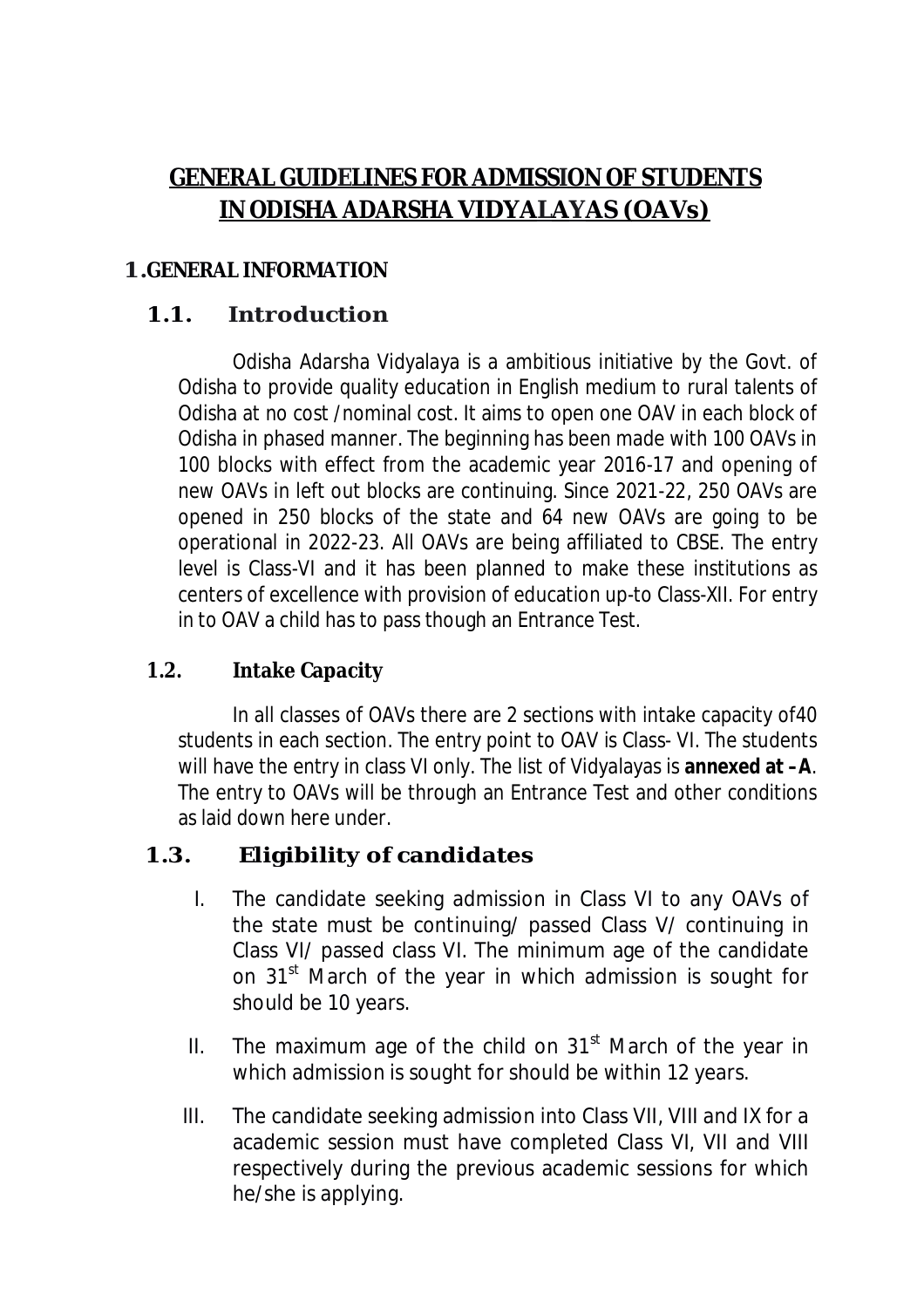# GENERAL GUIDELINES FOR ADMISSION OF STUDENTS IN ODISHA ADARSHA VIDYALAYAS (OAVs)

## 1. GENERAL INFORMATION

### 1.1. Introduction

Odisha Adarsha Vidyalaya is a ambitious initiative by the Govt. of Odisha to provide quality education in English medium to rural talents of Odisha at no cost /nominal cost. It aims to open one OAV in each block of Odisha in phased manner. The beginning has been made with 100 OAVs in 100 blocks with effect from the academic year 2016-17 and opening of new OAVs in left out blocks are continuing. Since 2021-22, 250 OAVs are opened in 250 blocks of the state and 64 new OAVs are going to be operational in 2022-23. All OAVs are being affiliated to CBSE. The entry level is Class-VI and it has been planned to make these institutions as centers of excellence with provision of education up-to Class-XII. For entry in to OAV a child has to pass though an Entrance Test.

### 1.2. Intake Capacity

In all classes of OAVs there are 2 sections with intake capacity of40 students in each section. The entry point to OAV is Class- VI. The students will have the entry in class VI only. The list of Vidyalayas is **annexed at –A**. The entry to OAVs will be through an Entrance Test and other conditions as laid down here under.

### 1.3. Eligibility of candidates

I. The candidate seeking admission in Class VI to any OAVs of the state must be continuing/ passed Class V/ continuing in Class VI/ passed class VI. The minimum age of the candidate on 31st March of the year in which admission is sought for should be 10 years.

II. The maximum age of the child on 31st March of the year in which admission is sought for should be within 12 years.

III. The candidate seeking admission into Class VII, VIII and IX for a academic session must have completed Class VI, VII and VIII respectively during the previous academic sessions for which he/she is applying.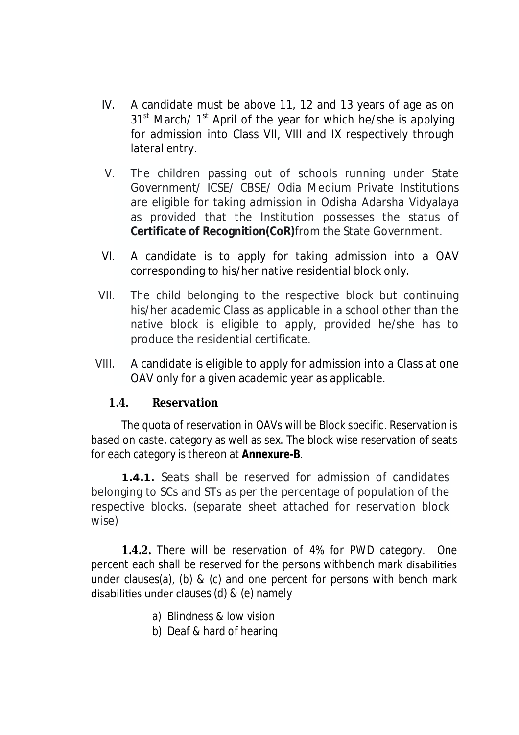IV. A candidate must be above 11, 12 and 13 years of age as on 31st March/ 1st April of the year for which he/she is applying for admission into Class VII, VIII and IX respectively through lateral entry.

V. The children passing out of schools running under State Government/ ICSE/ CBSE/ Odia Medium Private Institutions are eligible for taking admission in Odisha Adarsha Vidyalaya as provided that the Institution possesses the status of **Certificate of Recognition(CoR)**from the State Government.

VI. A candidate is to apply for taking admission into a OAV corresponding to his/her native residential block only.

VII. The child belonging to the respective block but continuing his/her academic Class as applicable in a school other than the native block is eligible to apply, provided he/she has to produce the residential certificate.

VIII. A candidate is eligible to apply for admission into a Class at one OAV only for a given academic year as applicable.

### 1.4. Reservation

The quota of reservation in OAVs will be Block specific. Reservation is based on caste, category as well as sex. The block wise reservation of seats for each category is thereon at **Annexure-B**.

**1.4.1.** Seats shall be reserved for admission of candidates belonging to SCs and STs as per the percentage of population of the respective blocks. (separate sheet attached for reservation block wise)

**1.4.2.** There will be reservation of 4% for PWD category. One percent each shall be reserved for the persons withbench mark disabilities under clauses(a), (b) & (c) and one percent for persons with bench mark disabilities under clauses (d) & (e) namely

a) Blindness & low vision
b) Deaf & hard of hearing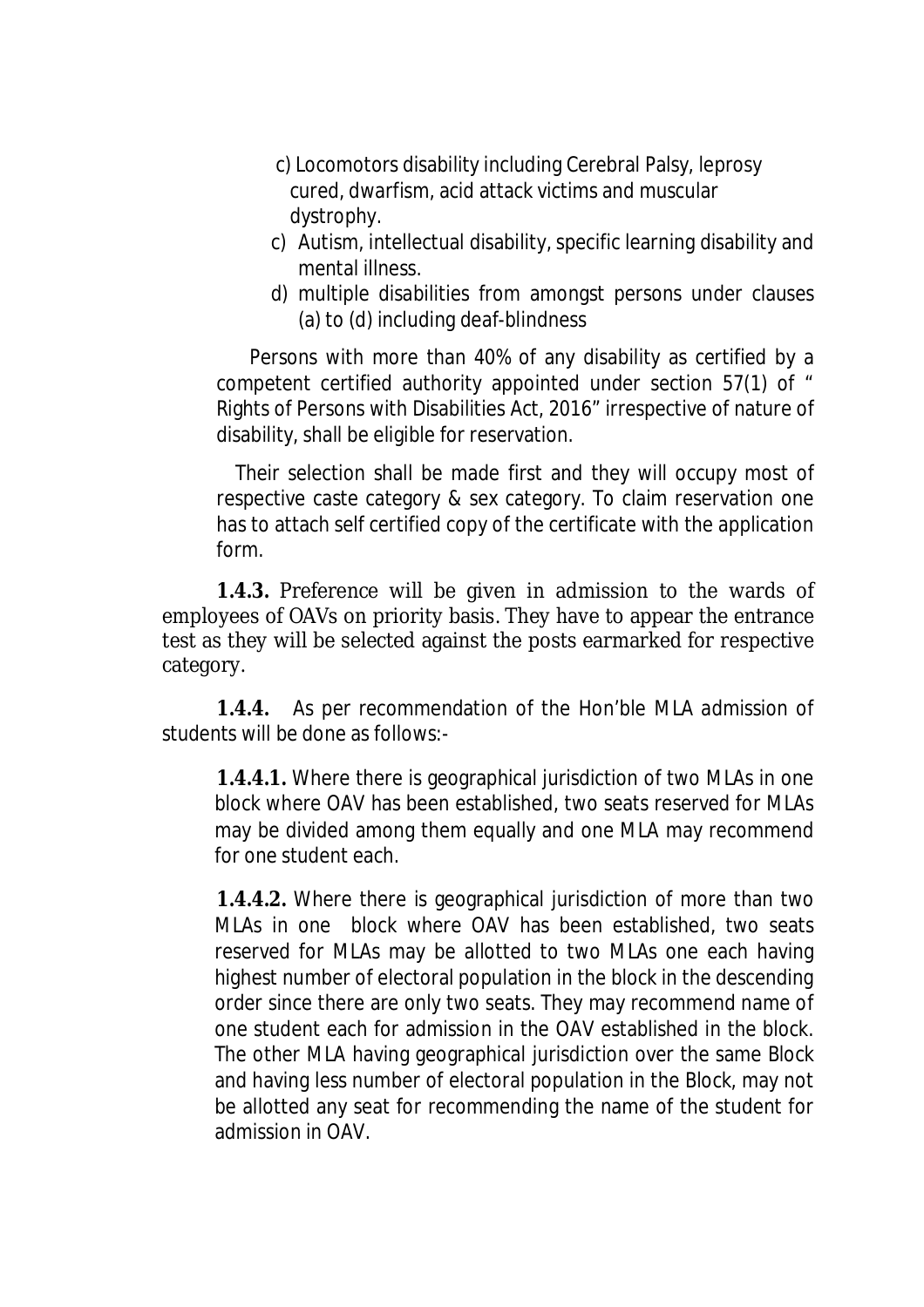c) Locomotors disability including Cerebral Palsy, leprosy cured, dwarfism, acid attack victims and muscular dystrophy.

c) Autism, intellectual disability, specific learning disability and mental illness.

d) multiple disabilities from amongst persons under clauses (a) to (d) including deaf-blindness

Persons with more than 40% of any disability as certified by a competent certified authority appointed under section 57(1) of " Rights of Persons with Disabilities Act, 2016" irrespective of nature of disability, shall be eligible for reservation.

Their selection shall be made first and they will occupy most of respective caste category & sex category. To claim reservation one has to attach self certified copy of the certificate with the application form.

**1.4.3.** Preference will be given in admission to the wards of employees of OAVs on priority basis. They have to appear the entrance test as they will be selected against the posts earmarked for respective category.

**1.4.4.** As per recommendation of the Hon'ble MLA admission of students will be done as follows:-

**1.4.4.1.** Where there is geographical jurisdiction of two MLAs in one block where OAV has been established, two seats reserved for MLAs may be divided among them equally and one MLA may recommend for one student each.

**1.4.4.2.** Where there is geographical jurisdiction of more than two MLAs in one block where OAV has been established, two seats reserved for MLAs may be allotted to two MLAs one each having highest number of electoral population in the block in the descending order since there are only two seats. They may recommend name of one student each for admission in the OAV established in the block. The other MLA having geographical jurisdiction over the same Block and having less number of electoral population in the Block, may not be allotted any seat for recommending the name of the student for admission in OAV.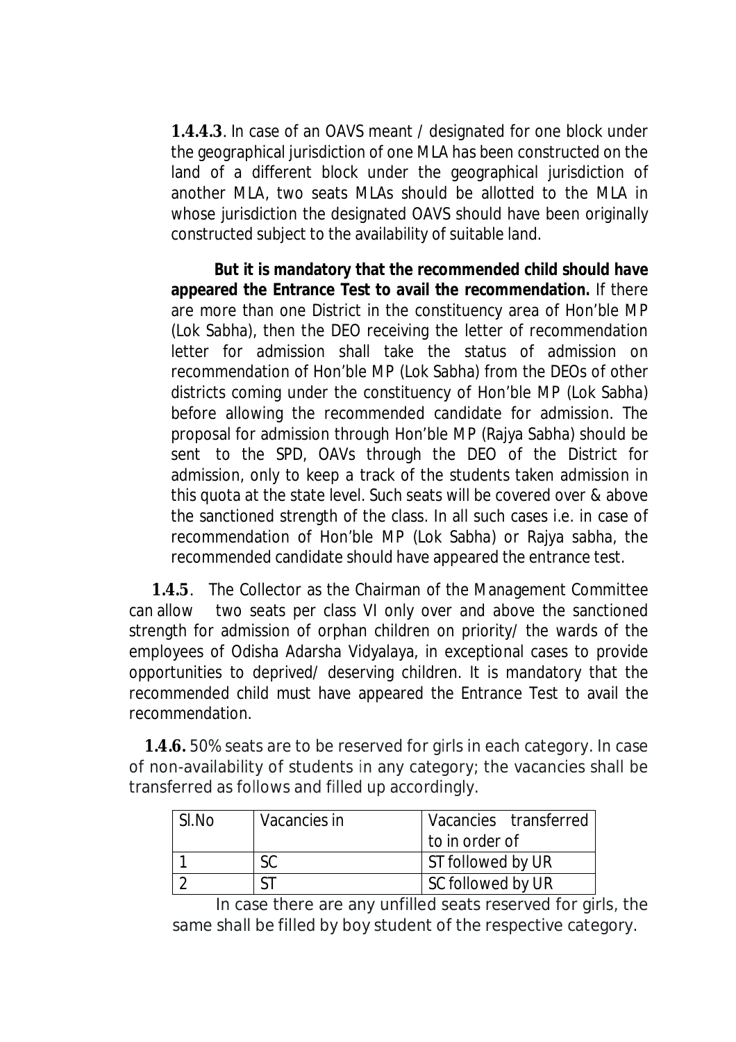**1.4.4.3**. In case of an OAVS meant / designated for one block under the geographical jurisdiction of one MLA has been constructed on the land of a different block under the geographical jurisdiction of another MLA, two seats MLAs should be allotted to the MLA in whose jurisdiction the designated OAVS should have been originally constructed subject to the availability of suitable land.

**But it is mandatory that the recommended child should have appeared the Entrance Test to avail the recommendation.** If there are more than one District in the constituency area of Hon'ble MP (Lok Sabha), then the DEO receiving the letter of recommendation letter for admission shall take the status of admission on recommendation of Hon'ble MP (Lok Sabha) from the DEOs of other districts coming under the constituency of Hon'ble MP (Lok Sabha) before allowing the recommended candidate for admission. The proposal for admission through Hon'ble MP (Rajya Sabha) should be sent to the SPD, OAVs through the DEO of the District for admission, only to keep a track of the students taken admission in this quota at the state level. Such seats will be covered over & above the sanctioned strength of the class. In all such cases i.e. in case of recommendation of Hon'ble MP (Lok Sabha) or Rajya sabha, the recommended candidate should have appeared the entrance test.

**1.4.5**. The Collector as the Chairman of the Management Committee can allow two seats per class VI only over and above the sanctioned strength for admission of orphan children on priority/ the wards of the employees of Odisha Adarsha Vidyalaya, in exceptional cases to provide opportunities to deprived/ deserving children. It is mandatory that the recommended child must have appeared the Entrance Test to avail the recommendation.

**1.4.6.** 50% seats are to be reserved for girls in each category. In case of non-availability of students in any category; the vacancies shall be transferred as follows and filled up accordingly.

| Sl.No | Vacancies in | Vacancies transferred to in order of |
|---|---|---|
| 1 | SC | ST followed by UR |
| 2 | ST | SC followed by UR |

In case there are any unfilled seats reserved for girls, the same shall be filled by boy student of the respective category.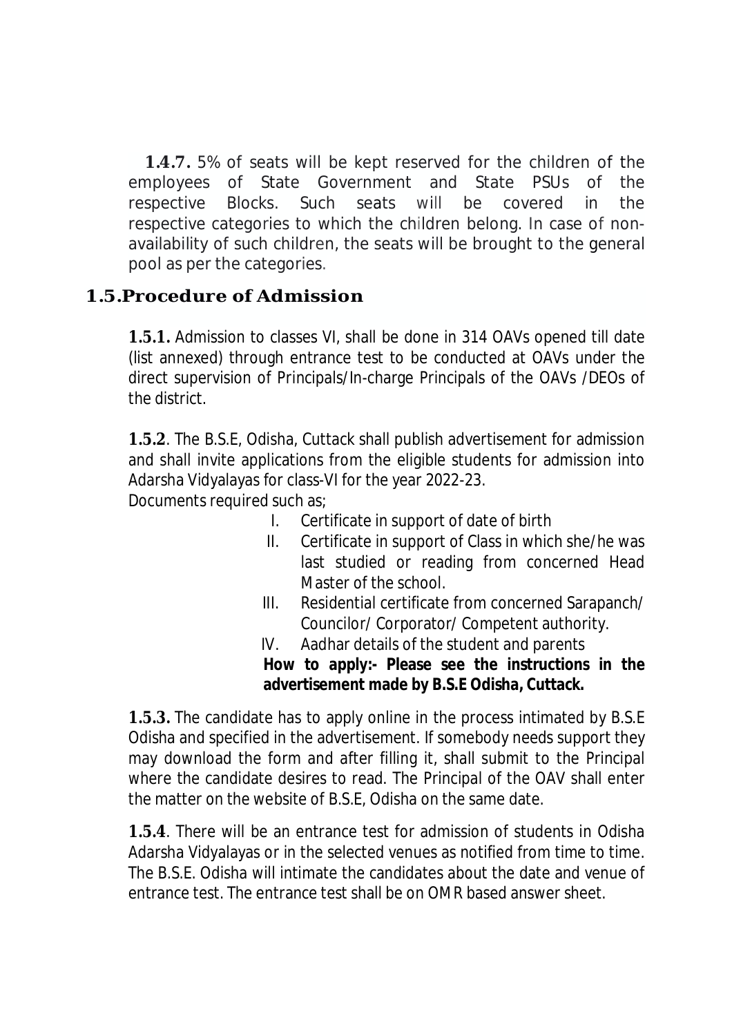**1.4.7.** 5% of seats will be kept reserved for the children of the employees of State Government and State PSUs of the respective Blocks. Such seats will be covered in the respective categories to which the children belong. In case of non-availability of such children, the seats will be brought to the general pool as per the categories.

## 1.5. Procedure of Admission

**1.5.1.** Admission to classes VI, shall be done in 314 OAVs opened till date (list annexed) through entrance test to be conducted at OAVs under the direct supervision of Principals/In-charge Principals of the OAVs /DEOs of the district.

**1.5.2**. The B.S.E, Odisha, Cuttack shall publish advertisement for admission and shall invite applications from the eligible students for admission into Adarsha Vidyalayas for class-VI for the year 2022-23.

Documents required such as;

I. Certificate in support of date of birth
II. Certificate in support of Class in which she/he was last studied or reading from concerned Head Master of the school.
III. Residential certificate from concerned Sarapanch/ Councilor/ Corporator/ Competent authority.
IV. Aadhar details of the student and parents

**How to apply:- Please see the instructions in the advertisement made by B.S.E Odisha, Cuttack.**

**1.5.3.** The candidate has to apply online in the process intimated by B.S.E Odisha and specified in the advertisement. If somebody needs support they may download the form and after filling it, shall submit to the Principal where the candidate desires to read. The Principal of the OAV shall enter the matter on the website of B.S.E, Odisha on the same date.

**1.5.4**. There will be an entrance test for admission of students in Odisha Adarsha Vidyalayas or in the selected venues as notified from time to time. The B.S.E. Odisha will intimate the candidates about the date and venue of entrance test. The entrance test shall be on OMR based answer sheet.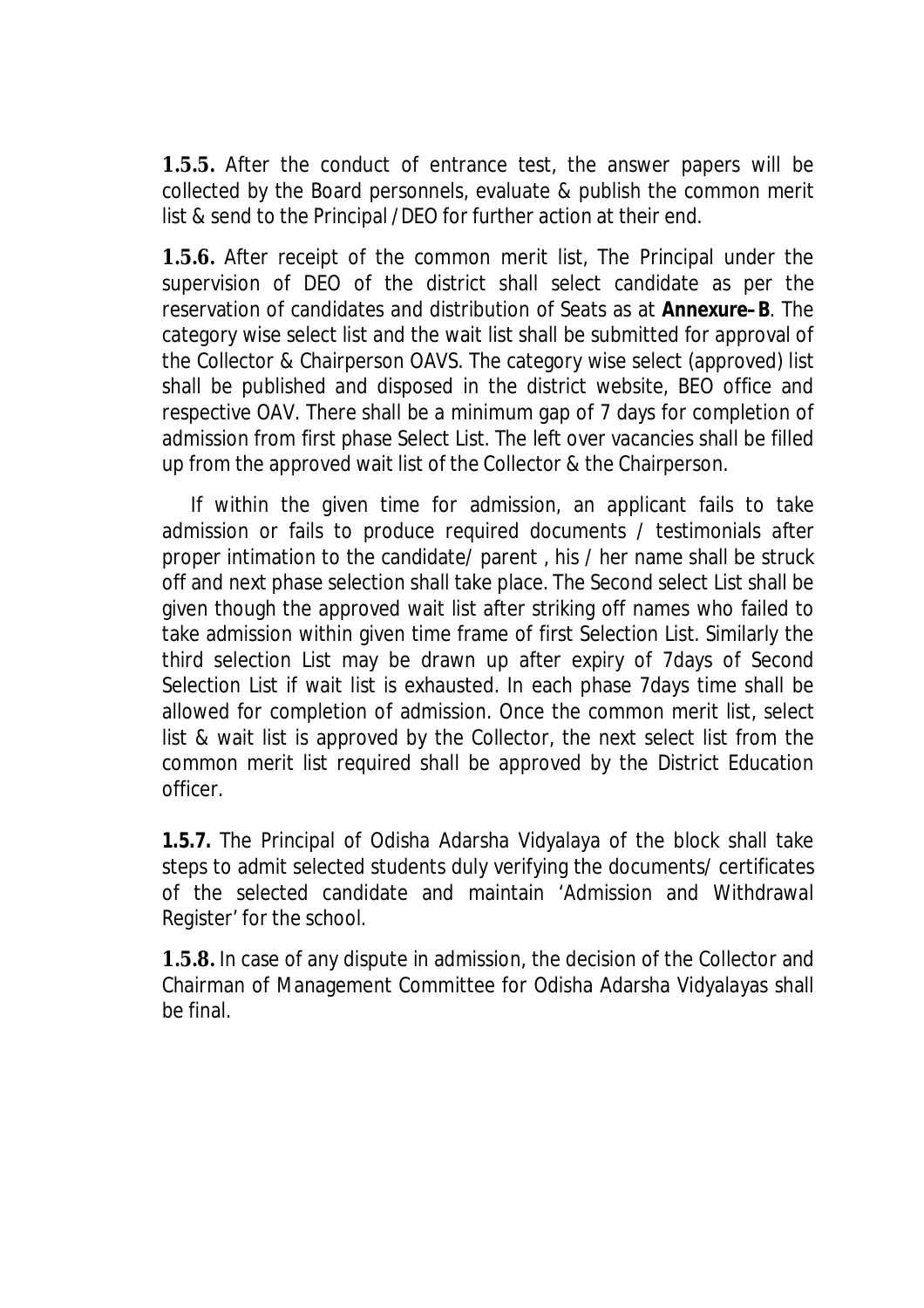**1.5.5.** After the conduct of entrance test, the answer papers will be collected by the Board personnels, evaluate & publish the common merit list & send to the Principal /DEO for further action at their end.

**1.5.6.** After receipt of the common merit list, The Principal under the supervision of DEO of the district shall select candidate as per the reservation of candidates and distribution of Seats as at **Annexure–B**. The category wise select list and the wait list shall be submitted for approval of the Collector & Chairperson OAVS. The category wise select (approved) list shall be published and disposed in the district website, BEO office and respective OAV. There shall be a minimum gap of 7 days for completion of admission from first phase Select List. The left over vacancies shall be filled up from the approved wait list of the Collector & the Chairperson.

If within the given time for admission, an applicant fails to take admission or fails to produce required documents / testimonials after proper intimation to the candidate/ parent , his / her name shall be struck off and next phase selection shall take place. The Second select List shall be given though the approved wait list after striking off names who failed to take admission within given time frame of first Selection List. Similarly the third selection List may be drawn up after expiry of 7days of Second Selection List if wait list is exhausted. In each phase 7days time shall be allowed for completion of admission. Once the common merit list, select list & wait list is approved by the Collector, the next select list from the common merit list required shall be approved by the District Education officer.

**1.5.7.** The Principal of Odisha Adarsha Vidyalaya of the block shall take steps to admit selected students duly verifying the documents/ certificates of the selected candidate and maintain 'Admission and Withdrawal Register' for the school.

**1.5.8.** In case of any dispute in admission, the decision of the Collector and Chairman of Management Committee for Odisha Adarsha Vidyalayas shall be final.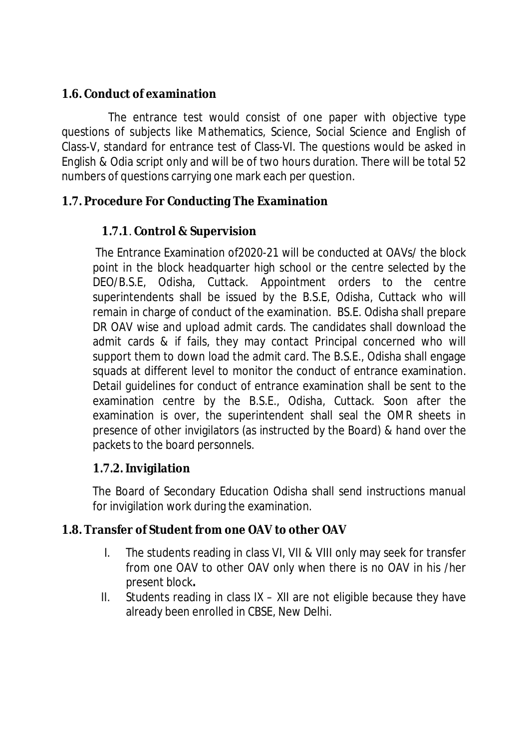## 1.6. Conduct of examination

The entrance test would consist of one paper with objective type questions of subjects like Mathematics, Science, Social Science and English of Class-V, standard for entrance test of Class-VI. The questions would be asked in English & Odia script only and will be of two hours duration. There will be total 52 numbers of questions carrying one mark each per question.

## 1.7. Procedure For Conducting The Examination

### 1.7.1. Control & Supervision

The Entrance Examination of2020-21 will be conducted at OAVs/ the block point in the block headquarter high school or the centre selected by the DEO/B.S.E, Odisha, Cuttack. Appointment orders to the centre superintendents shall be issued by the B.S.E, Odisha, Cuttack who will remain in charge of conduct of the examination. BS.E. Odisha shall prepare DR OAV wise and upload admit cards. The candidates shall download the admit cards & if fails, they may contact Principal concerned who will support them to down load the admit card. The B.S.E., Odisha shall engage squads at different level to monitor the conduct of entrance examination. Detail guidelines for conduct of entrance examination shall be sent to the examination centre by the B.S.E., Odisha, Cuttack. Soon after the examination is over, the superintendent shall seal the OMR sheets in presence of other invigilators (as instructed by the Board) & hand over the packets to the board personnels.

### 1.7.2. Invigilation

The Board of Secondary Education Odisha shall send instructions manual for invigilation work during the examination.

## 1.8. Transfer of Student from one OAV to other OAV

I. The students reading in class VI, VII & VIII only may seek for transfer from one OAV to other OAV only when there is no OAV in his /her present block**.**

II. Students reading in class IX – XII are not eligible because they have already been enrolled in CBSE, New Delhi.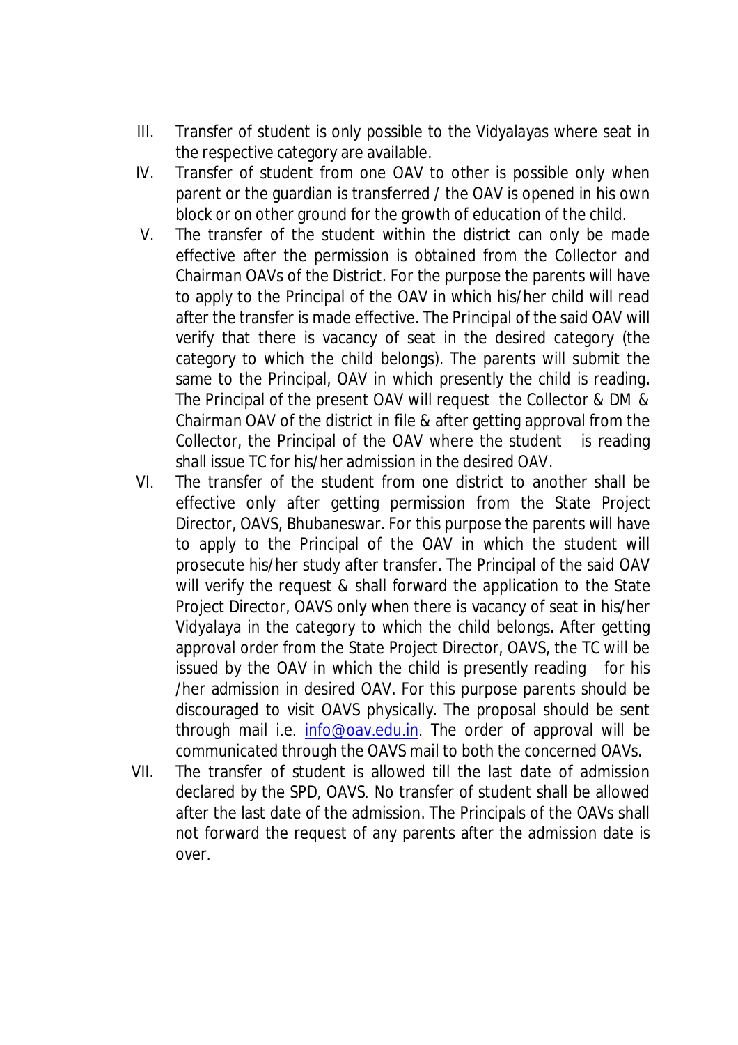III. Transfer of student is only possible to the Vidyalayas where seat in the respective category are available.

IV. Transfer of student from one OAV to other is possible only when parent or the guardian is transferred / the OAV is opened in his own block or on other ground for the growth of education of the child.

V. The transfer of the student within the district can only be made effective after the permission is obtained from the Collector and Chairman OAVs of the District. For the purpose the parents will have to apply to the Principal of the OAV in which his/her child will read after the transfer is made effective. The Principal of the said OAV will verify that there is vacancy of seat in the desired category (the category to which the child belongs). The parents will submit the same to the Principal, OAV in which presently the child is reading. The Principal of the present OAV will request the Collector & DM & Chairman OAV of the district in file & after getting approval from the Collector, the Principal of the OAV where the student is reading shall issue TC for his/her admission in the desired OAV.

VI. The transfer of the student from one district to another shall be effective only after getting permission from the State Project Director, OAVS, Bhubaneswar. For this purpose the parents will have to apply to the Principal of the OAV in which the student will prosecute his/her study after transfer. The Principal of the said OAV will verify the request & shall forward the application to the State Project Director, OAVS only when there is vacancy of seat in his/her Vidyalaya in the category to which the child belongs. After getting approval order from the State Project Director, OAVS, the TC will be issued by the OAV in which the child is presently reading for his /her admission in desired OAV. For this purpose parents should be discouraged to visit OAVS physically. The proposal should be sent through mail i.e. info@oav.edu.in. The order of approval will be communicated through the OAVS mail to both the concerned OAVs.

VII. The transfer of student is allowed till the last date of admission declared by the SPD, OAVS. No transfer of student shall be allowed after the last date of the admission. The Principals of the OAVs shall not forward the request of any parents after the admission date is over.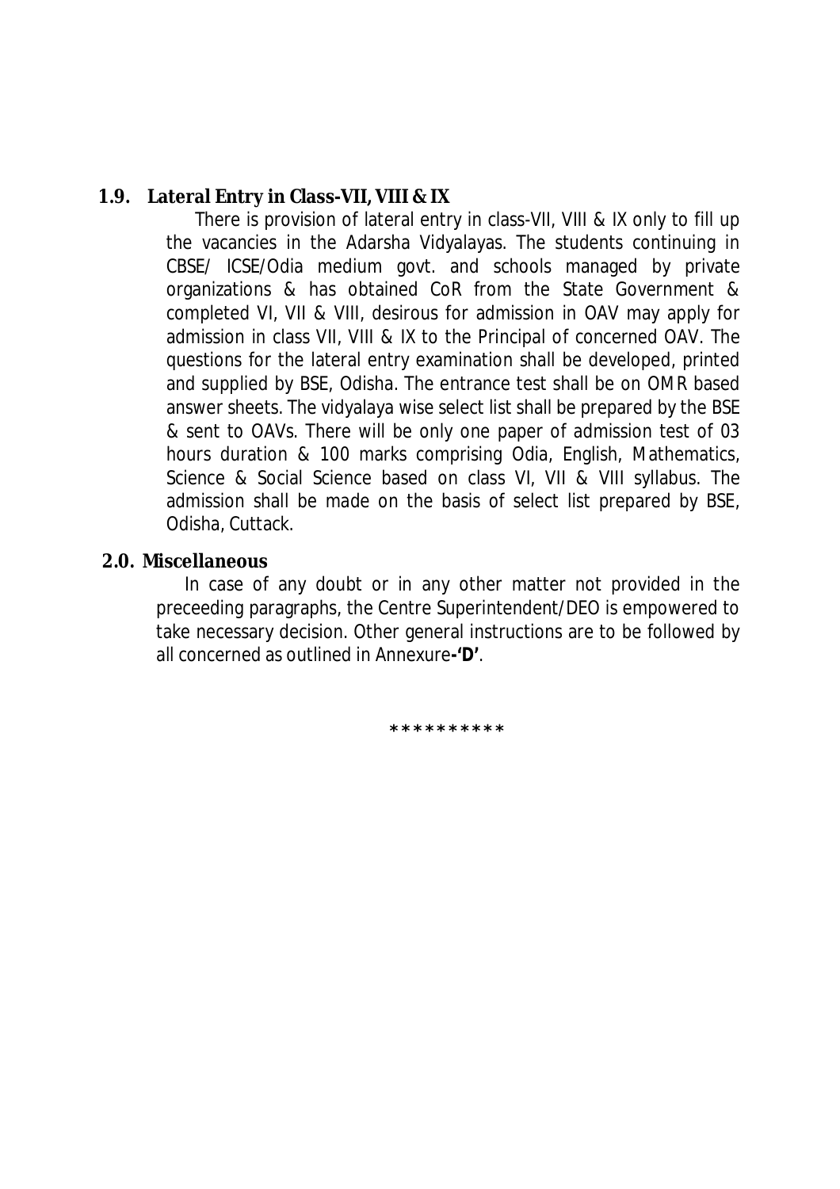### 1.9. Lateral Entry in Class-VII, VIII & IX

There is provision of lateral entry in class-VII, VIII & IX only to fill up the vacancies in the Adarsha Vidyalayas. The students continuing in CBSE/ ICSE/Odia medium govt. and schools managed by private organizations & has obtained CoR from the State Government & completed VI, VII & VIII, desirous for admission in OAV may apply for admission in class VII, VIII & IX to the Principal of concerned OAV. The questions for the lateral entry examination shall be developed, printed and supplied by BSE, Odisha. The entrance test shall be on OMR based answer sheets. The vidyalaya wise select list shall be prepared by the BSE & sent to OAVs. There will be only one paper of admission test of 03 hours duration & 100 marks comprising Odia, English, Mathematics, Science & Social Science based on class VI, VII & VIII syllabus. The admission shall be made on the basis of select list prepared by BSE, Odisha, Cuttack.

### 2.0. Miscellaneous

In case of any doubt or in any other matter not provided in the preceeding paragraphs, the Centre Superintendent/DEO is empowered to take necessary decision. Other general instructions are to be followed by all concerned as outlined in Annexure**-'D'**.

**********